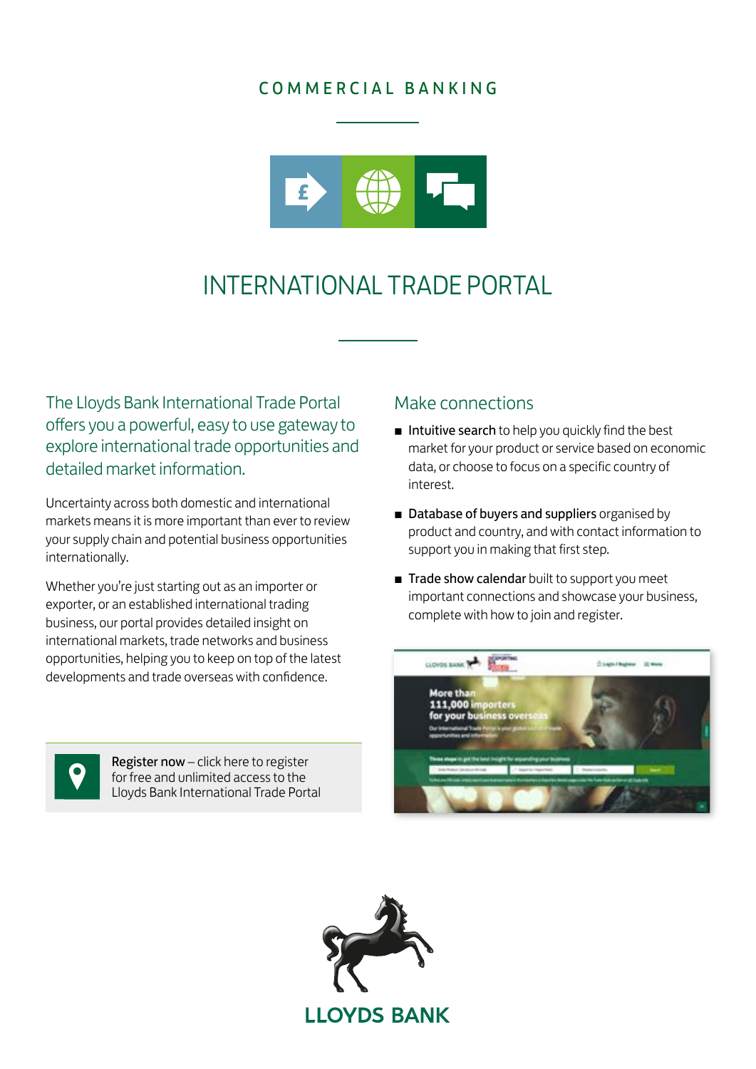COMMERCIAL BANKING

# INTERNATIONAL TRADE PORTAL

The Lloyds Bank International Trade Portal offers you a powerful, easy to use gateway to explore international trade opportunities and detailed market information.

Uncertainty across both domestic and international markets means it is more important than ever to review your supply chain and potential business opportunities internationally.

Whether you're just starting out as an importer or exporter, or an established international trading business, our portal provides detailed insight on international markets, trade networks and business opportunities, helping you to keep on top of the latest developments and trade overseas with confidence.

**Register now** – click here to register for free and unlimited access to the Lloyds Bank International Trade Portal

## Make connections

- **Intuitive search** to help you quickly find the best market for your product or service based on economic data, or choose to focus on a specific country of interest.
- **Database of buyers and suppliers** organised by product and country, and with contact information to support you in making that first step.
- **Trade show calendar** built to support you meet important connections and showcase your business, complete with how to join and register.

LLOYDS BANK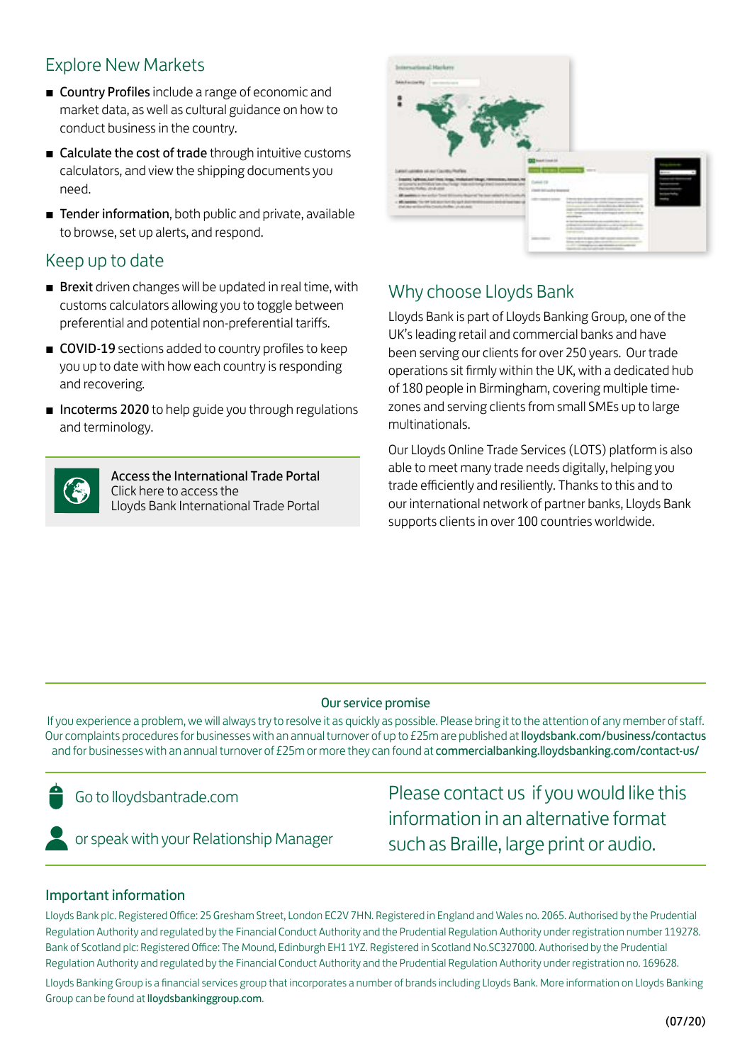## Explore New Markets

- **Country Profiles** include a range of economic and market data, as well as cultural guidance on how to conduct business in the country.
- **Calculate the cost of trade** through intuitive customs calculators, and view the shipping documents you need.
- **Tender information**, both public and private, available to browse, set up alerts, and respond.

## Keep up to date

- **Brexit** driven changes will be updated in real time, with customs calculators allowing you to toggle between preferential and potential non-preferential tariffs.
- **COVID-19** sections added to country profiles to keep you up to date with how each country is responding and recovering.
- **Incoterms 2020** to help guide you through regulations and terminology.

**Access the International Trade Portal**
Click here to access the
Lloyds Bank International Trade Portal

## Why choose Lloyds Bank

Lloyds Bank is part of Lloyds Banking Group, one of the UK's leading retail and commercial banks and have been serving our clients for over 250 years. Our trade operations sit firmly within the UK, with a dedicated hub of 180 people in Birmingham, covering multiple time-zones and serving clients from small SMEs up to large multinationals.

Our Lloyds Online Trade Services (LOTS) platform is also able to meet many trade needs digitally, helping you trade efficiently and resiliently. Thanks to this and to our international network of partner banks, Lloyds Bank supports clients in over 100 countries worldwide.

**Our service promise**

If you experience a problem, we will always try to resolve it as quickly as possible. Please bring it to the attention of any member of staff. Our complaints procedures for businesses with an annual turnover of up to £25m are published at **lloydsbank.com/business/contactus** and for businesses with an annual turnover of £25m or more they can found at **commercialbanking.lloydsbanking.com/contact-us/**

Go to lloydsbantrade.com

or speak with your Relationship Manager

Please contact us if you would like this information in an alternative format such as Braille, large print or audio.

### Important information

Lloyds Bank plc. Registered Office: 25 Gresham Street, London EC2V 7HN. Registered in England and Wales no. 2065. Authorised by the Prudential Regulation Authority and regulated by the Financial Conduct Authority and the Prudential Regulation Authority under registration number 119278. Bank of Scotland plc: Registered Office: The Mound, Edinburgh EH1 1YZ. Registered in Scotland No.SC327000. Authorised by the Prudential Regulation Authority and regulated by the Financial Conduct Authority and the Prudential Regulation Authority under registration no. 169628.

Lloyds Banking Group is a financial services group that incorporates a number of brands including Lloyds Bank. More information on Lloyds Banking Group can be found at **lloydsbankinggroup.com**.

(07/20)